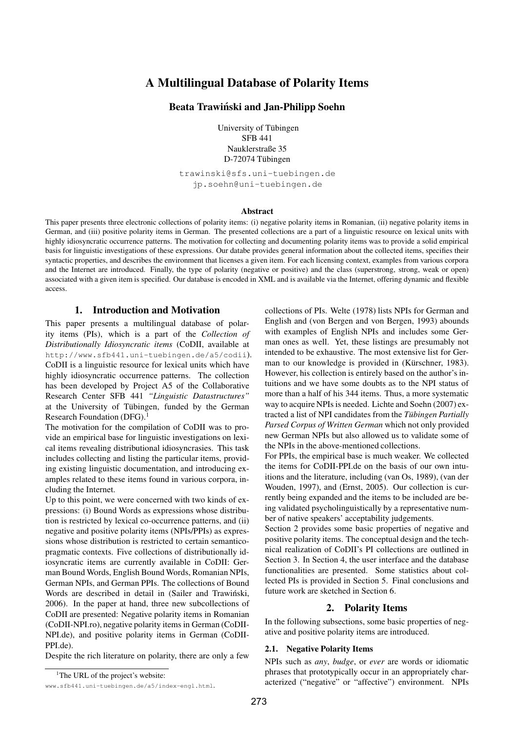# A Multilingual Database of Polarity Items

**Beata Trawiński and Jan-Philipp Soehn**

University of Tübingen
SFB 441
Nauklerstraße 35
D-72074 Tübingen

trawinski@sfs.uni-tuebingen.de
jp.soehn@uni-tuebingen.de

### Abstract

This paper presents three electronic collections of polarity items: (i) negative polarity items in Romanian, (ii) negative polarity items in German, and (iii) positive polarity items in German. The presented collections are a part of a linguistic resource on lexical units with highly idiosyncratic occurrence patterns. The motivation for collecting and documenting polarity items was to provide a solid empirical basis for linguistic investigations of these expressions. Our databe provides general information about the collected items, specifies their syntactic properties, and describes the environment that licenses a given item. For each licensing context, examples from various corpora and the Internet are introduced. Finally, the type of polarity (negative or positive) and the class (superstrong, strong, weak or open) associated with a given item is specified. Our database is encoded in XML and is available via the Internet, offering dynamic and flexible access.

## 1. Introduction and Motivation

This paper presents a multilingual database of polarity items (PIs), which is a part of the *Collection of Distributionally Idiosyncratic items* (CoDII, available at http://www.sfb441.uni-tuebingen.de/a5/codii). CoDII is a linguistic resource for lexical units which have highly idiosyncratic occurrence patterns. The collection has been developed by Project A5 of the Collaborative Research Center SFB 441 *"Linguistic Datastructures"* at the University of Tübingen, funded by the German Research Foundation (DFG).[1]

The motivation for the compilation of CoDII was to provide an empirical base for linguistic investigations on lexical items revealing distributional idiosyncrasies. This task includes collecting and listing the particular items, providing existing linguistic documentation, and introducing examples related to these items found in various corpora, including the Internet.

Up to this point, we were concerned with two kinds of expressions: (i) Bound Words as expressions whose distribution is restricted by lexical co-occurrence patterns, and (ii) negative and positive polarity items (NPIs/PPIs) as expressions whose distribution is restricted to certain semantico-pragmatic contexts. Five collections of distributionally idiosyncratic items are currently available in CoDII: German Bound Words, English Bound Words, Romanian NPIs, German NPIs, and German PPIs. The collections of Bound Words are described in detail in (Sailer and Trawiński, 2006). In the paper at hand, three new subcollections of CoDII are presented: Negative polarity items in Romanian (CoDII-NPI.ro), negative polarity items in German (CoDII-NPI.de), and positive polarity items in German (CoDII-PPI.de).

Despite the rich literature on polarity, there are only a few collections of PIs. Welte (1978) lists NPIs for German and English and (von Bergen and von Bergen, 1993) abounds with examples of English NPIs and includes some German ones as well. Yet, these listings are presumably not intended to be exhaustive. The most extensive list for German to our knowledge is provided in (Kürschner, 1983). However, his collection is entirely based on the author's intuitions and we have some doubts as to the NPI status of more than a half of his 344 items. Thus, a more systematic way to acquire NPIs is needed. Lichte and Soehn (2007) extracted a list of NPI candidates from the *Tübingen Partially Parsed Corpus of Written German* which not only provided new German NPIs but also allowed us to validate some of the NPIs in the above-mentioned collections.

For PPIs, the empirical base is much weaker. We collected the items for CoDII-PPI.de on the basis of our own intuitions and the literature, including (van Os, 1989), (van der Wouden, 1997), and (Ernst, 2005). Our collection is currently being expanded and the items to be included are being validated psycholinguistically by a representative number of native speakers' acceptability judgements.

Section 2 provides some basic properties of negative and positive polarity items. The conceptual design and the technical realization of CoDII's PI collections are outlined in Section 3. In Section 4, the user interface and the database functionalities are presented. Some statistics about collected PIs is provided in Section 5. Final conclusions and future work are sketched in Section 6.

## 2. Polarity Items

In the following subsections, some basic properties of negative and positive polarity items are introduced.

### 2.1. Negative Polarity Items

NPIs such as *any*, *budge*, or *ever* are words or idiomatic phrases that prototypically occur in an appropriately characterized ("negative" or "affective") environment. NPIs

[1] The URL of the project's website: www.sfb441.uni-tuebingen.de/a5/index-engl.html.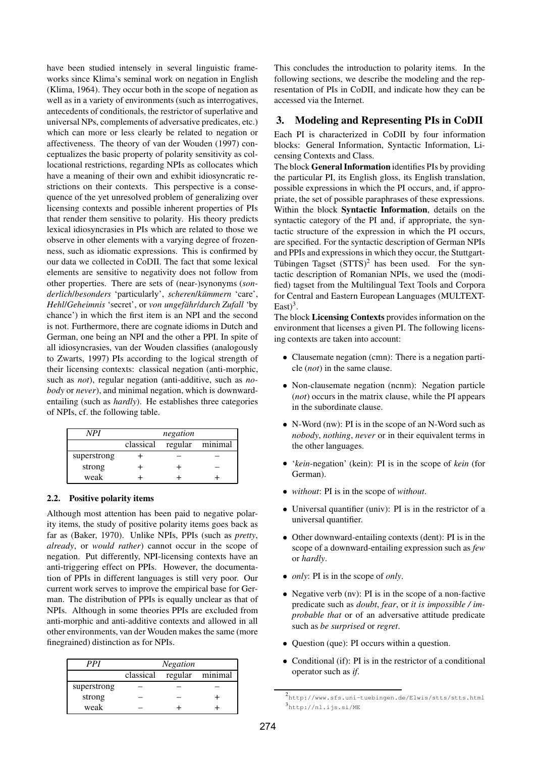have been studied intensely in several linguistic frameworks since Klima's seminal work on negation in English (Klima, 1964). They occur both in the scope of negation as well as in a variety of environments (such as interrogatives, antecedents of conditionals, the restrictor of superlative and universal NPs, complements of adversative predicates, etc.) which can more or less clearly be related to negation or affectiveness. The theory of van der Wouden (1997) conceptualizes the basic property of polarity sensitivity as collocational restrictions, regarding NPIs as collocates which have a meaning of their own and exhibit idiosyncratic restrictions on their contexts. This perspective is a consequence of the yet unresolved problem of generalizing over licensing contexts and possible inherent properties of PIs that render them sensitive to polarity. His theory predicts lexical idiosyncrasies in PIs which are related to those we observe in other elements with a varying degree of frozenness, such as idiomatic expressions. This is confirmed by our data we collected in CoDII. The fact that some lexical elements are sensitive to negativity does not follow from other properties. There are sets of (near-)synonyms (*sonderlich*/*besonders* 'particularly', *scheren*/*kümmern* 'care', *Hehl*/*Geheimnis* 'secret', or *von ungefähr*/*durch Zufall* 'by chance') in which the first item is an NPI and the second is not. Furthermore, there are cognate idioms in Dutch and German, one being an NPI and the other a PPI. In spite of all idiosyncrasies, van der Wouden classifies (analogously to Zwarts, 1997) PIs according to the logical strength of their licensing contexts: classical negation (anti-morphic, such as *not*), regular negation (anti-additive, such as *nobody* or *never*), and minimal negation, which is downward-entailing (such as *hardly*). He establishes three categories of NPIs, cf. the following table.

| *NPI* | *negation* | | |
|---|---|---|---|
| | classical | regular | minimal |
| superstrong | + | – | – |
| strong | + | + | – |
| weak | + | + | + |

### 2.2. Positive polarity items

Although most attention has been paid to negative polarity items, the study of positive polarity items goes back as far as (Baker, 1970). Unlike NPIs, PPIs (such as *pretty*, *already*, or *would rather*) cannot occur in the scope of negation. Put differently, NPI-licensing contexts have an anti-triggering effect on PPIs. However, the documentation of PPIs in different languages is still very poor. Our current work serves to improve the empirical base for German. The distribution of PPIs is equally unclear as that of NPIs. Although in some theories PPIs are excluded from anti-morphic and anti-additive contexts and allowed in all other environments, van der Wouden makes the same (more finegrained) distinction as for NPIs.

| *PPI* | *Negation* | | |
|---|---|---|---|
| | classical | regular | minimal |
| superstrong | – | – | – |
| strong | – | – | + |
| weak | – | + | + |

This concludes the introduction to polarity items. In the following sections, we describe the modeling and the representation of PIs in CoDII, and indicate how they can be accessed via the Internet.

## 3. Modeling and Representing PIs in CoDII

Each PI is characterized in CoDII by four information blocks: General Information, Syntactic Information, Licensing Contexts and Class.

The block **General Information** identifies PIs by providing the particular PI, its English gloss, its English translation, possible expressions in which the PI occurs, and, if appropriate, the set of possible paraphrases of these expressions.

Within the block **Syntactic Information**, details on the syntactic category of the PI and, if appropriate, the syntactic structure of the expression in which the PI occurs, are specified. For the syntactic description of German NPIs and PPIs and expressions in which they occur, the Stuttgart-Tübingen Tagset (STTS)[2] has been used. For the syntactic description of Romanian NPIs, we used the (modified) tagset from the Multilingual Text Tools and Corpora for Central and Eastern European Languages (MULTEXT-East)[3].

The block **Licensing Contexts** provides information on the environment that licenses a given PI. The following licensing contexts are taken into account:

- Clausemate negation (cmn): There is a negation particle (*not*) in the same clause.
- Non-clausemate negation (ncnm): Negation particle (*not*) occurs in the matrix clause, while the PI appears in the subordinate clause.
- N-Word (nw): PI is in the scope of an N-Word such as *nobody*, *nothing*, *never* or in their equivalent terms in the other languages.
- '*kein*-negation' (kein): PI is in the scope of *kein* (for German).
- *without*: PI is in the scope of *without*.
- Universal quantifier (univ): PI is in the restrictor of a universal quantifier.
- Other downward-entailing contexts (dent): PI is in the scope of a downward-entailing expression such as *few* or *hardly*.
- *only*: PI is in the scope of *only*.
- Negative verb (nv): PI is in the scope of a non-factive predicate such as *doubt*, *fear*, or *it is impossible / improbable that* or of an adversative attitude predicate such as *be surprised* or *regret*.
- Question (que): PI occurs within a question.
- Conditional (if): PI is in the restrictor of a conditional operator such as *if*.

[2] http://www.sfs.uni-tuebingen.de/Elwis/stts/stts.html

[3] http://nl.ijs.si/ME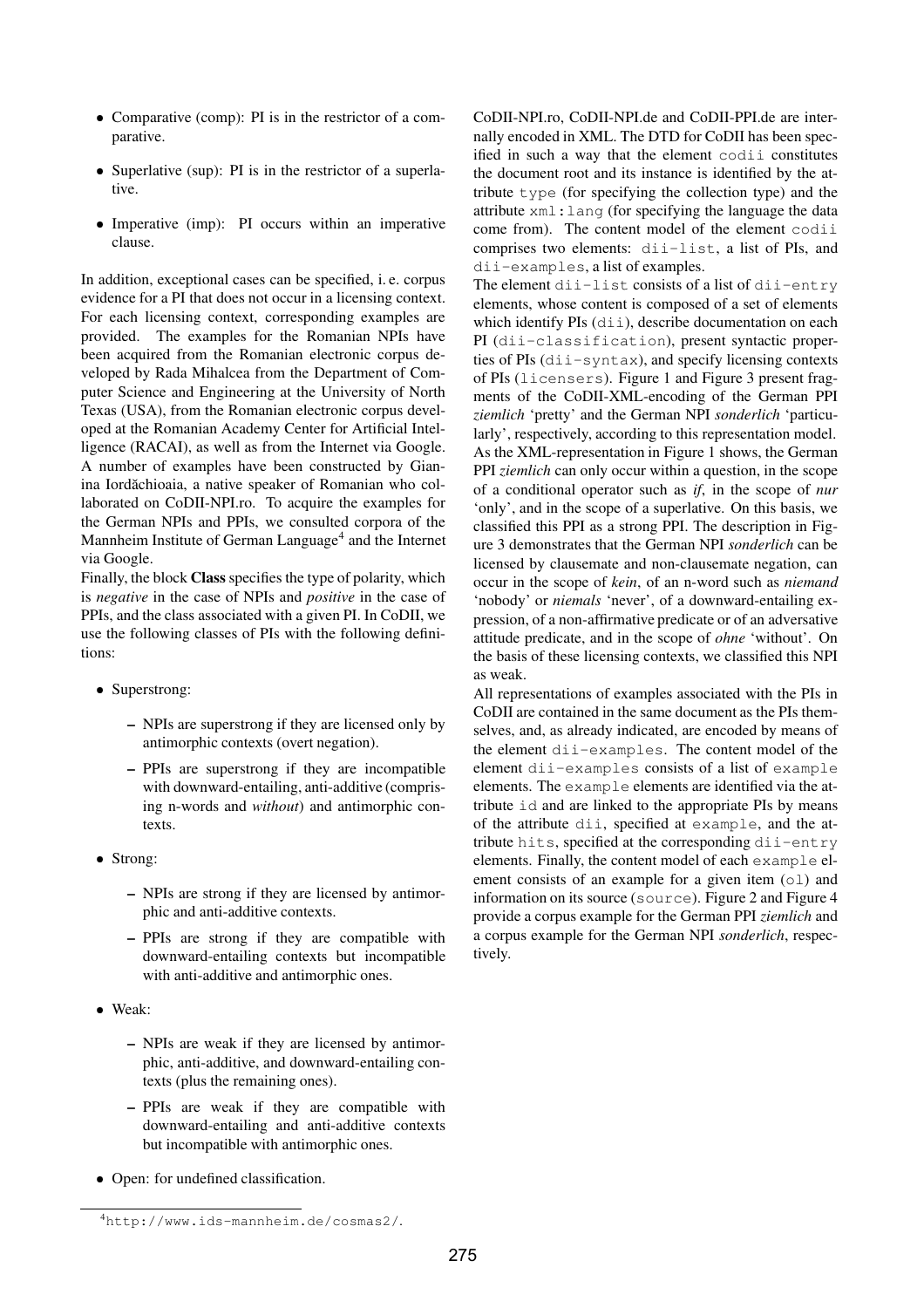- Comparative (comp): PI is in the restrictor of a comparative.
- Superlative (sup): PI is in the restrictor of a superlative.
- Imperative (imp): PI occurs within an imperative clause.

In addition, exceptional cases can be specified, i. e. corpus evidence for a PI that does not occur in a licensing context. For each licensing context, corresponding examples are provided. The examples for the Romanian NPIs have been acquired from the Romanian electronic corpus developed by Rada Mihalcea from the Department of Computer Science and Engineering at the University of North Texas (USA), from the Romanian electronic corpus developed at the Romanian Academy Center for Artificial Intelligence (RACAI), as well as from the Internet via Google. A number of examples have been constructed by Gianina Iordăchioaia, a native speaker of Romanian who collaborated on CoDII-NPI.ro. To acquire the examples for the German NPIs and PPIs, we consulted corpora of the Mannheim Institute of German Language[4] and the Internet via Google.

Finally, the block **Class** specifies the type of polarity, which is *negative* in the case of NPIs and *positive* in the case of PPIs, and the class associated with a given PI. In CoDII, we use the following classes of PIs with the following definitions:

- Superstrong:
  - NPIs are superstrong if they are licensed only by antimorphic contexts (overt negation).
  - PPIs are superstrong if they are incompatible with downward-entailing, anti-additive (comprising n-words and *without*) and antimorphic contexts.
- Strong:
  - NPIs are strong if they are licensed by antimorphic and anti-additive contexts.
  - PPIs are strong if they are compatible with downward-entailing contexts but incompatible with anti-additive and antimorphic ones.
- Weak:
  - NPIs are weak if they are licensed by antimorphic, anti-additive, and downward-entailing contexts (plus the remaining ones).
  - PPIs are weak if they are compatible with downward-entailing and anti-additive contexts but incompatible with antimorphic ones.
- Open: for undefined classification.

CoDII-NPI.ro, CoDII-NPI.de and CoDII-PPI.de are internally encoded in XML. The DTD for CoDII has been specified in such a way that the element `codii` constitutes the document root and its instance is identified by the attribute `type` (for specifying the collection type) and the attribute `xml:lang` (for specifying the language the data come from). The content model of the element `codii` comprises two elements: `dii-list`, a list of PIs, and `dii-examples`, a list of examples.

The element `dii-list` consists of a list of `dii-entry` elements, whose content is composed of a set of elements which identify PIs (`dii`), describe documentation on each PI (`dii-classification`), present syntactic properties of PIs (`dii-syntax`), and specify licensing contexts of PIs (`licensers`). Figure 1 and Figure 3 present fragments of the CoDII-XML-encoding of the German PPI *ziemlich* 'pretty' and the German NPI *sonderlich* 'particularly', respectively, according to this representation model. As the XML-representation in Figure 1 shows, the German PPI *ziemlich* can only occur within a question, in the scope of a conditional operator such as *if*, in the scope of *nur* 'only', and in the scope of a superlative. On this basis, we classified this PPI as a strong PPI. The description in Figure 3 demonstrates that the German NPI *sonderlich* can be licensed by clausemate and non-clausemate negation, can occur in the scope of *kein*, of an n-word such as *niemand* 'nobody' or *niemals* 'never', of a downward-entailing expression, of a non-affirmative predicate or of an adversative attitude predicate, and in the scope of *ohne* 'without'. On the basis of these licensing contexts, we classified this NPI as weak.

All representations of examples associated with the PIs in CoDII are contained in the same document as the PIs themselves, and, as already indicated, are encoded by means of the element `dii-examples`. The content model of the element `dii-examples` consists of a list of `example` elements. The `example` elements are identified via the attribute `id` and are linked to the appropriate PIs by means of the attribute `dii`, specified at `example`, and the attribute `hits`, specified at the corresponding `dii-entry` elements. Finally, the content model of each `example` element consists of an example for a given item (`ol`) and information on its source (`source`). Figure 2 and Figure 4 provide a corpus example for the German PPI *ziemlich* and a corpus example for the German NPI *sonderlich*, respectively.

[4] http://www.ids-mannheim.de/cosmas2/.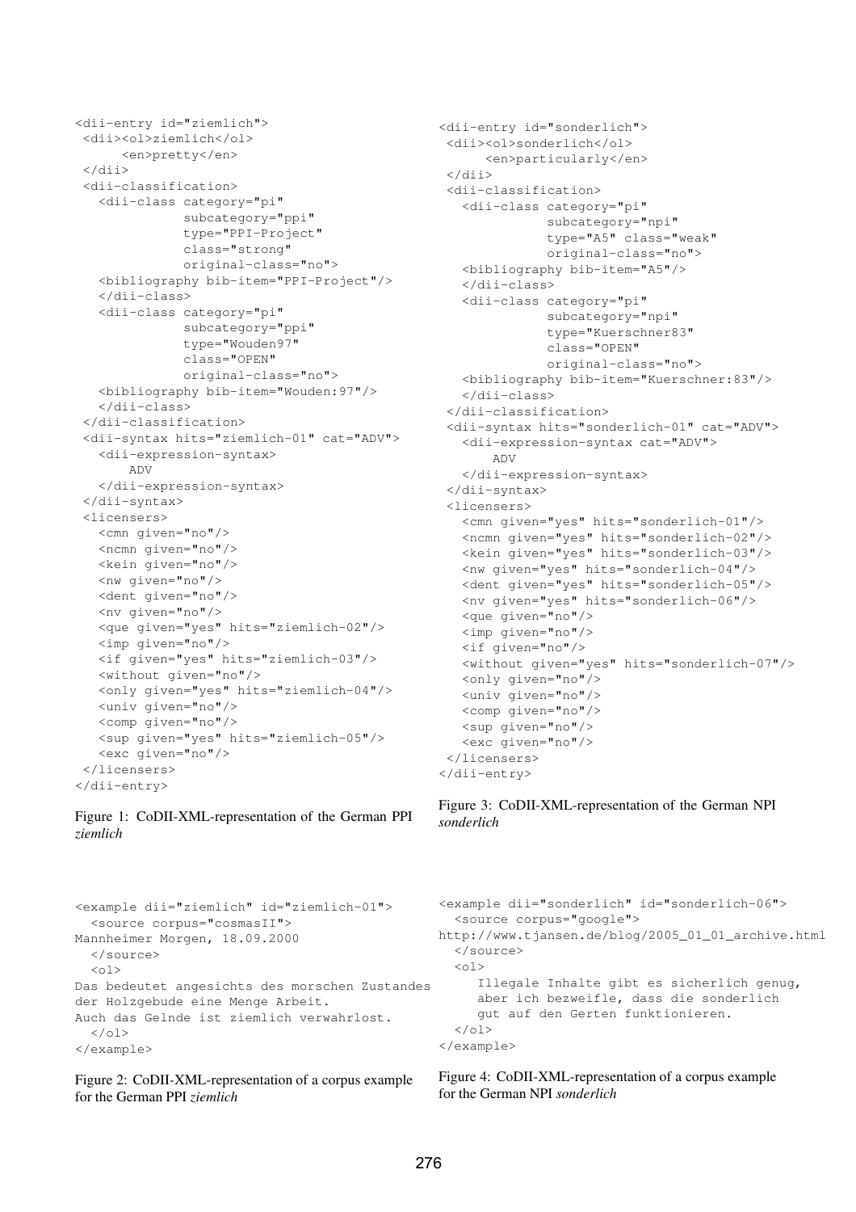```
<dii-entry id="ziemlich">
 <dii><ol>ziemlich</ol>
      <en>pretty</en>
 </dii>
 <dii-classification>
   <dii-class category="pi"
              subcategory="ppi"
              type="PPI-Project"
              class="strong"
              original-class="no">
   <bibliography bib-item="PPI-Project"/>
   </dii-class>
   <dii-class category="pi"
              subcategory="ppi"
              type="Wouden97"
              class="OPEN"
              original-class="no">
   <bibliography bib-item="Wouden:97"/>
   </dii-class>
 </dii-classification>
 <dii-syntax hits="ziemlich-01" cat="ADV">
   <dii-expression-syntax>
       ADV
   </dii-expression-syntax>
 </dii-syntax>
 <licensers>
   <cmn given="no"/>
   <ncmn given="no"/>
   <kein given="no"/>
   <nw given="no"/>
   <dent given="no"/>
   <nv given="no"/>
   <que given="yes" hits="ziemlich-02"/>
   <imp given="no"/>
   <if given="yes" hits="ziemlich-03"/>
   <without given="no"/>
   <only given="yes" hits="ziemlich-04"/>
   <univ given="no"/>
   <comp given="no"/>
   <sup given="yes" hits="ziemlich-05"/>
   <exc given="no"/>
 </licensers>
</dii-entry>
```

Figure 1: CoDII-XML-representation of the German PPI *ziemlich*

```
<example dii="ziemlich" id="ziemlich-01">
  <source corpus="cosmasII">
Mannheimer Morgen, 18.09.2000
  </source>
  <ol>
Das bedeutet angesichts des morschen Zustandes
der Holzgebude eine Menge Arbeit.
Auch das Gelnde ist ziemlich verwahrlost.
  </ol>
</example>
```

Figure 2: CoDII-XML-representation of a corpus example for the German PPI *ziemlich*

```
<dii-entry id="sonderlich">
 <dii><ol>sonderlich</ol>
      <en>particularly</en>
 </dii>
 <dii-classification>
   <dii-class category="pi"
              subcategory="npi"
              type="A5" class="weak"
              original-class="no">
   <bibliography bib-item="A5"/>
   </dii-class>
   <dii-class category="pi"
              subcategory="npi"
              type="Kuerschner83"
              class="OPEN"
              original-class="no">
   <bibliography bib-item="Kuerschner:83"/>
   </dii-class>
 </dii-classification>
 <dii-syntax hits="sonderlich-01" cat="ADV">
   <dii-expression-syntax cat="ADV">
       ADV
   </dii-expression-syntax>
 </dii-syntax>
 <licensers>
   <cmn given="yes" hits="sonderlich-01"/>
   <ncmn given="yes" hits="sonderlich-02"/>
   <kein given="yes" hits="sonderlich-03"/>
   <nw given="yes" hits="sonderlich-04"/>
   <dent given="yes" hits="sonderlich-05"/>
   <nv given="yes" hits="sonderlich-06"/>
   <que given="no"/>
   <imp given="no"/>
   <if given="no"/>
   <without given="yes" hits="sonderlich-07"/>
   <only given="no"/>
   <univ given="no"/>
   <comp given="no"/>
   <sup given="no"/>
   <exc given="no"/>
 </licensers>
</dii-entry>
```

Figure 3: CoDII-XML-representation of the German NPI *sonderlich*

```
<example dii="sonderlich" id="sonderlich-06">
  <source corpus="google">
http://www.tjansen.de/blog/2005_01_01_archive.html
  </source>
  <ol>
     Illegale Inhalte gibt es sicherlich genug,
     aber ich bezweifle, dass die sonderlich
     gut auf den Gerten funktionieren.
  </ol>
</example>
```

Figure 4: CoDII-XML-representation of a corpus example for the German NPI *sonderlich*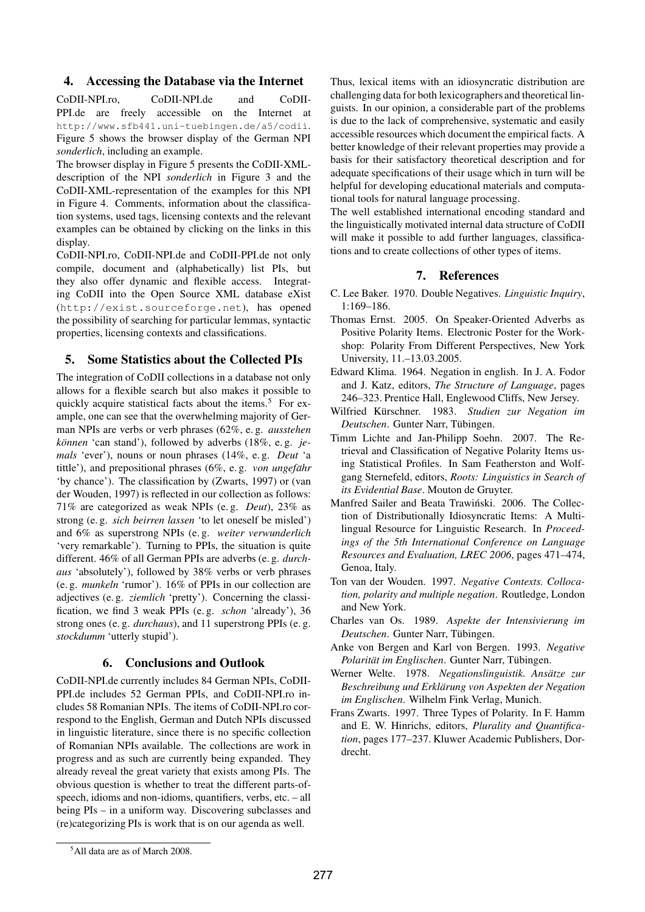## 4. Accessing the Database via the Internet

CoDII-NPI.ro, CoDII-NPI.de and CoDII-PPI.de are freely accessible on the Internet at `http://www.sfb441.uni-tuebingen.de/a5/codii`. Figure 5 shows the browser display of the German NPI *sonderlich*, including an example.

The browser display in Figure 5 presents the CoDII-XML-description of the NPI *sonderlich* in Figure 3 and the CoDII-XML-representation of the examples for this NPI in Figure 4. Comments, information about the classification systems, used tags, licensing contexts and the relevant examples can be obtained by clicking on the links in this display.

CoDII-NPI.ro, CoDII-NPI.de and CoDII-PPI.de not only compile, document and (alphabetically) list PIs, but they also offer dynamic and flexible access. Integrating CoDII into the Open Source XML database eXist (`http://exist.sourceforge.net`), has opened the possibility of searching for particular lemmas, syntactic properties, licensing contexts and classifications.

## 5. Some Statistics about the Collected PIs

The integration of CoDII collections in a database not only allows for a flexible search but also makes it possible to quickly acquire statistical facts about the items.[5] For example, one can see that the overwhelming majority of German NPIs are verbs or verb phrases (62%, e. g. *ausstehen können* 'can stand'), followed by adverbs (18%, e. g. *jemals* 'ever'), nouns or noun phrases (14%, e. g. *Deut* 'a tittle'), and prepositional phrases (6%, e. g. *von ungefähr* 'by chance'). The classification by (Zwarts, 1997) or (van der Wouden, 1997) is reflected in our collection as follows: 71% are categorized as weak NPIs (e. g. *Deut*), 23% as strong (e. g. *sich beirren lassen* 'to let oneself be misled') and 6% as superstrong NPIs (e. g. *weiter verwunderlich* 'very remarkable'). Turning to PPIs, the situation is quite different. 46% of all German PPIs are adverbs (e. g. *durchaus* 'absolutely'), followed by 38% verbs or verb phrases (e. g. *munkeln* 'rumor'). 16% of PPIs in our collection are adjectives (e. g. *ziemlich* 'pretty'). Concerning the classification, we find 3 weak PPIs (e. g. *schon* 'already'), 36 strong ones (e. g. *durchaus*), and 11 superstrong PPIs (e. g. *stockdumm* 'utterly stupid').

## 6. Conclusions and Outlook

CoDII-NPI.de currently includes 84 German NPIs, CoDII-PPI.de includes 52 German PPIs, and CoDII-NPI.ro includes 58 Romanian NPIs. The items of CoDII-NPI.ro correspond to the English, German and Dutch NPIs discussed in linguistic literature, since there is no specific collection of Romanian NPIs available. The collections are work in progress and as such are currently being expanded. They already reveal the great variety that exists among PIs. The obvious question is whether to treat the different parts-of-speech, idioms and non-idioms, quantifiers, verbs, etc. – all being PIs – in a uniform way. Discovering subclasses and (re)categorizing PIs is work that is on our agenda as well.

Thus, lexical items with an idiosyncratic distribution are challenging data for both lexicographers and theoretical linguists. In our opinion, a considerable part of the problems is due to the lack of comprehensive, systematic and easily accessible resources which document the empirical facts. A better knowledge of their relevant properties may provide a basis for their satisfactory theoretical description and for adequate specifications of their usage which in turn will be helpful for developing educational materials and computational tools for natural language processing.

The well established international encoding standard and the linguistically motivated internal data structure of CoDII will make it possible to add further languages, classifications and to create collections of other types of items.

## 7. References

C. Lee Baker. 1970. Double Negatives. *Linguistic Inquiry*, 1:169–186.

Thomas Ernst. 2005. On Speaker-Oriented Adverbs as Positive Polarity Items. Electronic Poster for the Workshop: Polarity From Different Perspectives, New York University, 11.–13.03.2005.

Edward Klima. 1964. Negation in english. In J. A. Fodor and J. Katz, editors, *The Structure of Language*, pages 246–323. Prentice Hall, Englewood Cliffs, New Jersey.

Wilfried Kürschner. 1983. *Studien zur Negation im Deutschen*. Gunter Narr, Tübingen.

Timm Lichte and Jan-Philipp Soehn. 2007. The Retrieval and Classification of Negative Polarity Items using Statistical Profiles. In Sam Featherston and Wolfgang Sternefeld, editors, *Roots: Linguistics in Search of its Evidential Base*. Mouton de Gruyter.

Manfred Sailer and Beata Trawiński. 2006. The Collection of Distributionally Idiosyncratic Items: A Multilingual Resource for Linguistic Research. In *Proceedings of the 5th International Conference on Language Resources and Evaluation, LREC 2006*, pages 471–474, Genoa, Italy.

Ton van der Wouden. 1997. *Negative Contexts. Collocation, polarity and multiple negation*. Routledge, London and New York.

Charles van Os. 1989. *Aspekte der Intensivierung im Deutschen*. Gunter Narr, Tübingen.

Anke von Bergen and Karl von Bergen. 1993. *Negative Polarität im Englischen*. Gunter Narr, Tübingen.

Werner Welte. 1978. *Negationslinguistik. Ansätze zur Beschreibung und Erklärung von Aspekten der Negation im Englischen*. Wilhelm Fink Verlag, Munich.

Frans Zwarts. 1997. Three Types of Polarity. In F. Hamm and E. W. Hinrichs, editors, *Plurality and Quantification*, pages 177–237. Kluwer Academic Publishers, Dordrecht.

[5] All data are as of March 2008.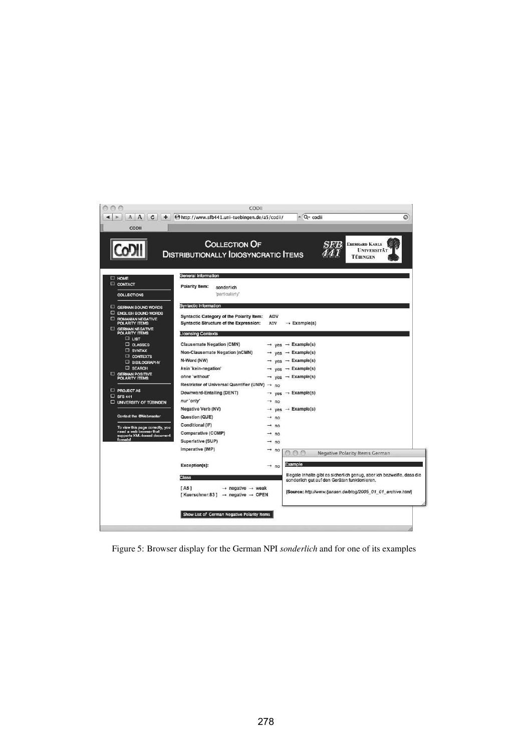Figure 5: Browser display for the German NPI *sonderlich* and for one of its examples